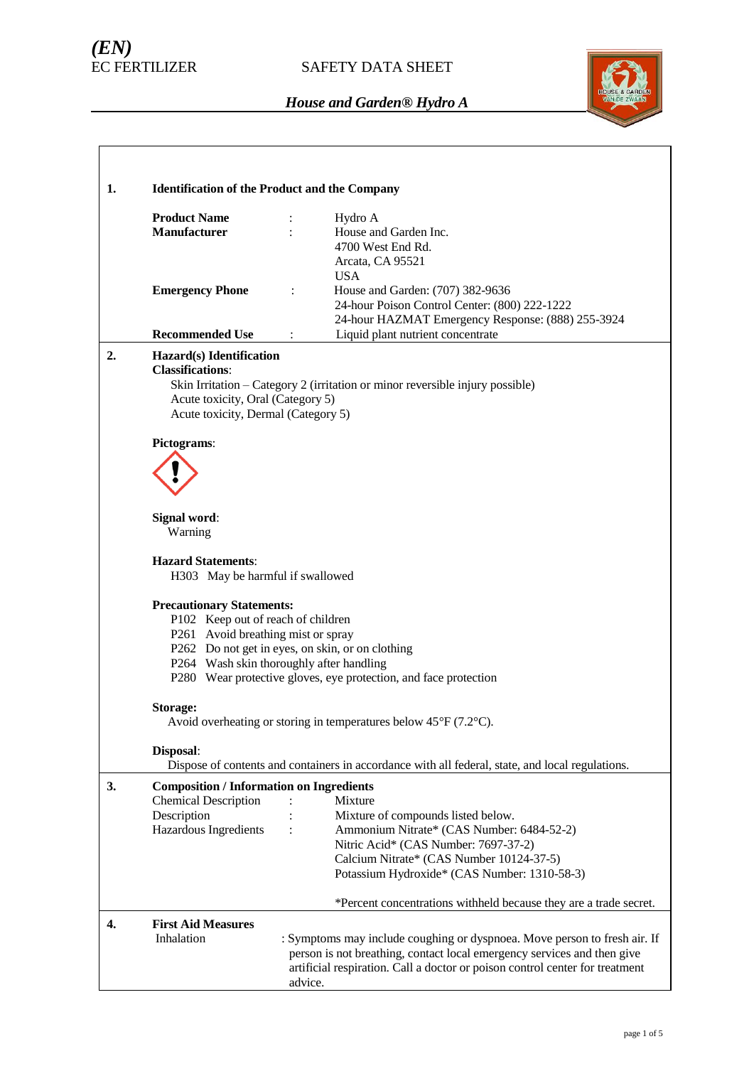*(EN)*
EC FERTILIZER

SAFETY DATA SHEET

***House and Garden® Hydro A***

## 1. Identification of the Product and the Company

**Product Name** : Hydro A

**Manufacturer** : House and Garden Inc.
4700 West End Rd.
Arcata, CA 95521
USA

**Emergency Phone** : House and Garden: (707) 382-9636
24-hour Poison Control Center: (800) 222-1222
24-hour HAZMAT Emergency Response: (888) 255-3924

**Recommended Use** : Liquid plant nutrient concentrate

## 2. Hazard(s) Identification

**Classifications**:

Skin Irritation – Category 2 (irritation or minor reversible injury possible)
Acute toxicity, Oral (Category 5)
Acute toxicity, Dermal (Category 5)

**Pictograms**:

**Signal word**:
Warning

**Hazard Statements**:
H303 May be harmful if swallowed

**Precautionary Statements:**
P102 Keep out of reach of children
P261 Avoid breathing mist or spray
P262 Do not get in eyes, on skin, or on clothing
P264 Wash skin thoroughly after handling
P280 Wear protective gloves, eye protection, and face protection

**Storage:**
Avoid overheating or storing in temperatures below 45°F (7.2°C).

**Disposal**:
Dispose of contents and containers in accordance with all federal, state, and local regulations.

## 3. Composition / Information on Ingredients

Chemical Description : Mixture

Description : Mixture of compounds listed below.

Hazardous Ingredients : Ammonium Nitrate* (CAS Number: 6484-52-2)
Nitric Acid* (CAS Number: 7697-37-2)
Calcium Nitrate* (CAS Number 10124-37-5)
Potassium Hydroxide* (CAS Number: 1310-58-3)

*Percent concentrations withheld because they are a trade secret.

## 4. First Aid Measures

Inhalation : Symptoms may include coughing or dyspnoea. Move person to fresh air. If person is not breathing, contact local emergency services and then give artificial respiration. Call a doctor or poison control center for treatment advice.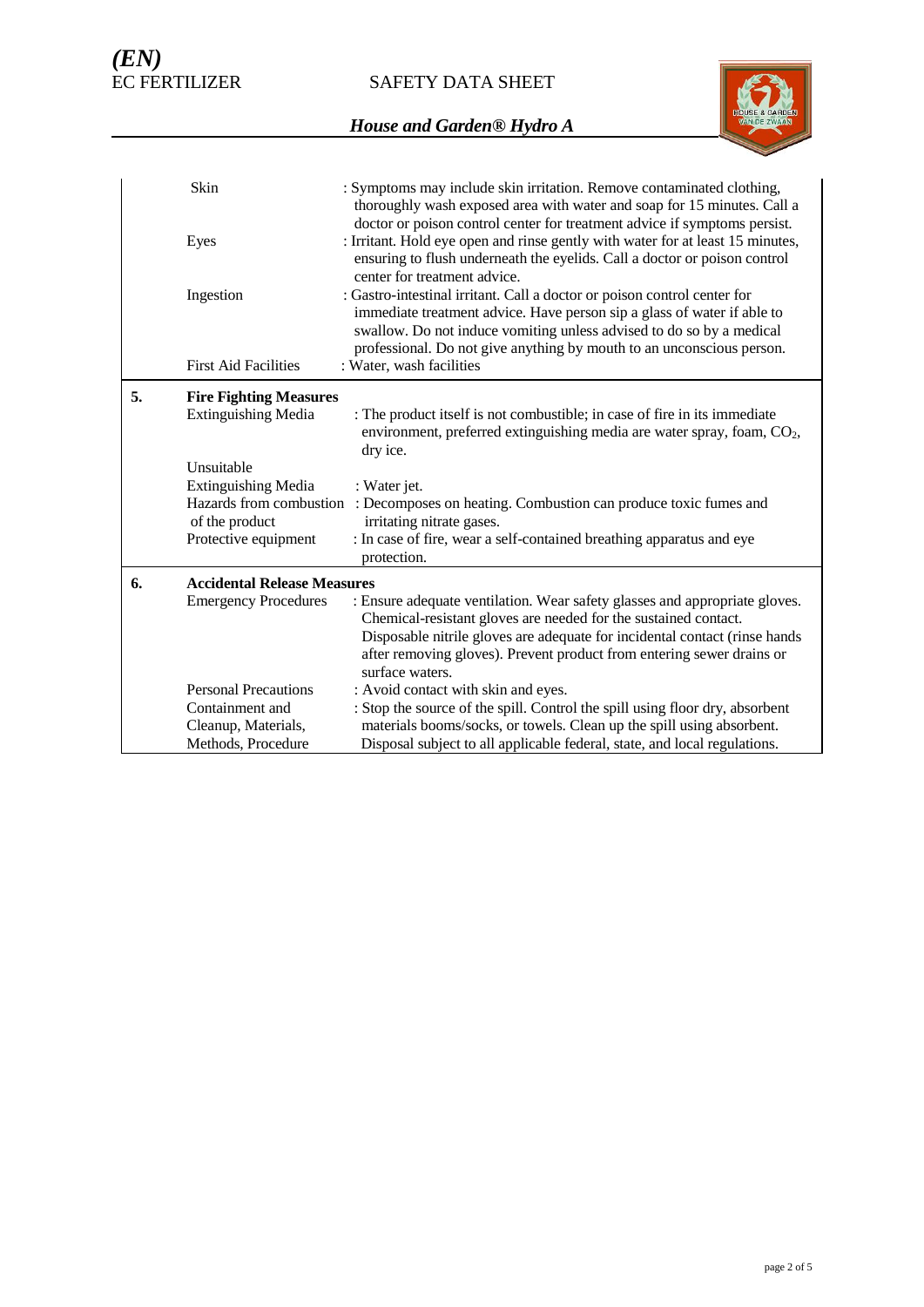| | | |
|---|---|---|
| | Skin | : Symptoms may include skin irritation. Remove contaminated clothing, thoroughly wash exposed area with water and soap for 15 minutes. Call a doctor or poison control center for treatment advice if symptoms persist. |
| | Eyes | : Irritant. Hold eye open and rinse gently with water for at least 15 minutes, ensuring to flush underneath the eyelids. Call a doctor or poison control center for treatment advice. |
| | Ingestion | : Gastro-intestinal irritant. Call a doctor or poison control center for immediate treatment advice. Have person sip a glass of water if able to swallow. Do not induce vomiting unless advised to do so by a medical professional. Do not give anything by mouth to an unconscious person. |
| | First Aid Facilities | : Water, wash facilities |
| **5.** | **Fire Fighting Measures** | |
| | Extinguishing Media | : The product itself is not combustible; in case of fire in its immediate environment, preferred extinguishing media are water spray, foam, $CO_2$, dry ice. |
| | Unsuitable Extinguishing Media | : Water jet. |
| | Hazards from combustion of the product | : Decomposes on heating. Combustion can produce toxic fumes and irritating nitrate gases. |
| | Protective equipment | : In case of fire, wear a self-contained breathing apparatus and eye protection. |
| **6.** | **Accidental Release Measures** | |
| | Emergency Procedures | : Ensure adequate ventilation. Wear safety glasses and appropriate gloves. Chemical-resistant gloves are needed for the sustained contact. Disposable nitrile gloves are adequate for incidental contact (rinse hands after removing gloves). Prevent product from entering sewer drains or surface waters. |
| | Personal Precautions | : Avoid contact with skin and eyes. |
| | Containment and Cleanup, Materials, Methods, Procedure | : Stop the source of the spill. Control the spill using floor dry, absorbent materials booms/socks, or towels. Clean up the spill using absorbent. Disposal subject to all applicable federal, state, and local regulations. |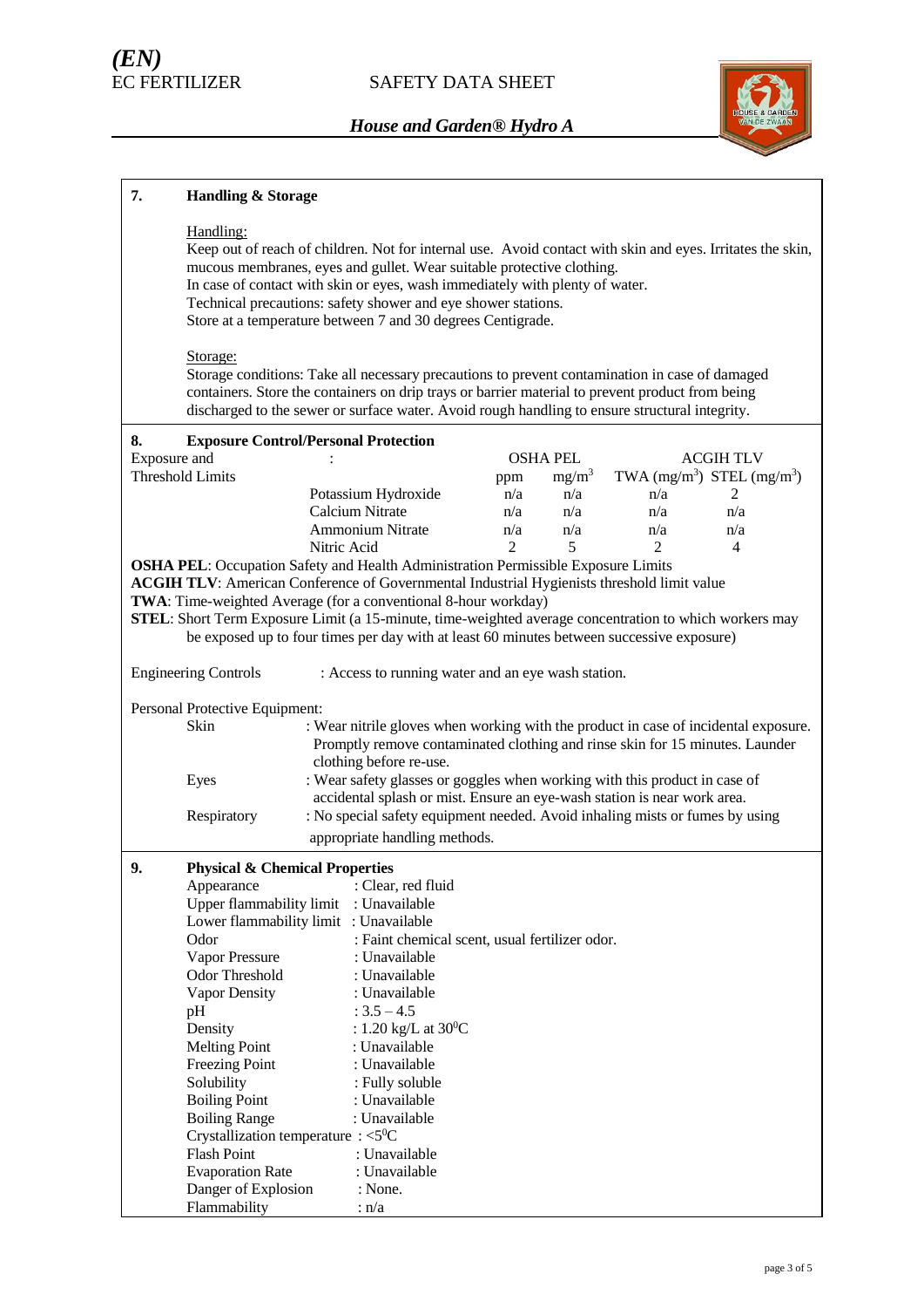## 7. Handling & Storage

Handling:

Keep out of reach of children. Not for internal use. Avoid contact with skin and eyes. Irritates the skin, mucous membranes, eyes and gullet. Wear suitable protective clothing.
In case of contact with skin or eyes, wash immediately with plenty of water.
Technical precautions: safety shower and eye shower stations.
Store at a temperature between 7 and 30 degrees Centigrade.

Storage:

Storage conditions: Take all necessary precautions to prevent contamination in case of damaged containers. Store the containers on drip trays or barrier material to prevent product from being discharged to the sewer or surface water. Avoid rough handling to ensure structural integrity.

## 8. Exposure Control/Personal Protection

Exposure and Threshold Limits :

| | OSHA PEL | | ACGIH TLV | |
|---|---|---|---|---|
| | ppm | $mg/m^3$ | TWA ($mg/m^3$) | STEL ($mg/m^3$) |
| Potassium Hydroxide | n/a | n/a | n/a | 2 |
| Calcium Nitrate | n/a | n/a | n/a | n/a |
| Ammonium Nitrate | n/a | n/a | n/a | n/a |
| Nitric Acid | 2 | 5 | 2 | 4 |

**OSHA PEL**: Occupation Safety and Health Administration Permissible Exposure Limits
**ACGIH TLV**: American Conference of Governmental Industrial Hygienists threshold limit value
**TWA**: Time-weighted Average (for a conventional 8-hour workday)
**STEL**: Short Term Exposure Limit (a 15-minute, time-weighted average concentration to which workers may be exposed up to four times per day with at least 60 minutes between successive exposure)

Engineering Controls : Access to running water and an eye wash station.

Personal Protective Equipment:

- Skin : Wear nitrile gloves when working with the product in case of incidental exposure. Promptly remove contaminated clothing and rinse skin for 15 minutes. Launder clothing before re-use.
- Eyes : Wear safety glasses or goggles when working with this product in case of accidental splash or mist. Ensure an eye-wash station is near work area.
- Respiratory : No special safety equipment needed. Avoid inhaling mists or fumes by using appropriate handling methods.

## 9. Physical & Chemical Properties

| | |
|---|---|
| Appearance | : Clear, red fluid |
| Upper flammability limit | : Unavailable |
| Lower flammability limit | : Unavailable |
| Odor | : Faint chemical scent, usual fertilizer odor. |
| Vapor Pressure | : Unavailable |
| Odor Threshold | : Unavailable |
| Vapor Density | : Unavailable |
| pH | : 3.5 – 4.5 |
| Density | : 1.20 kg/L at 30$^0$C |
| Melting Point | : Unavailable |
| Freezing Point | : Unavailable |
| Solubility | : Fully soluble |
| Boiling Point | : Unavailable |
| Boiling Range | : Unavailable |
| Crystallization temperature | : <5$^0$C |
| Flash Point | : Unavailable |
| Evaporation Rate | : Unavailable |
| Danger of Explosion | : None. |
| Flammability | : n/a |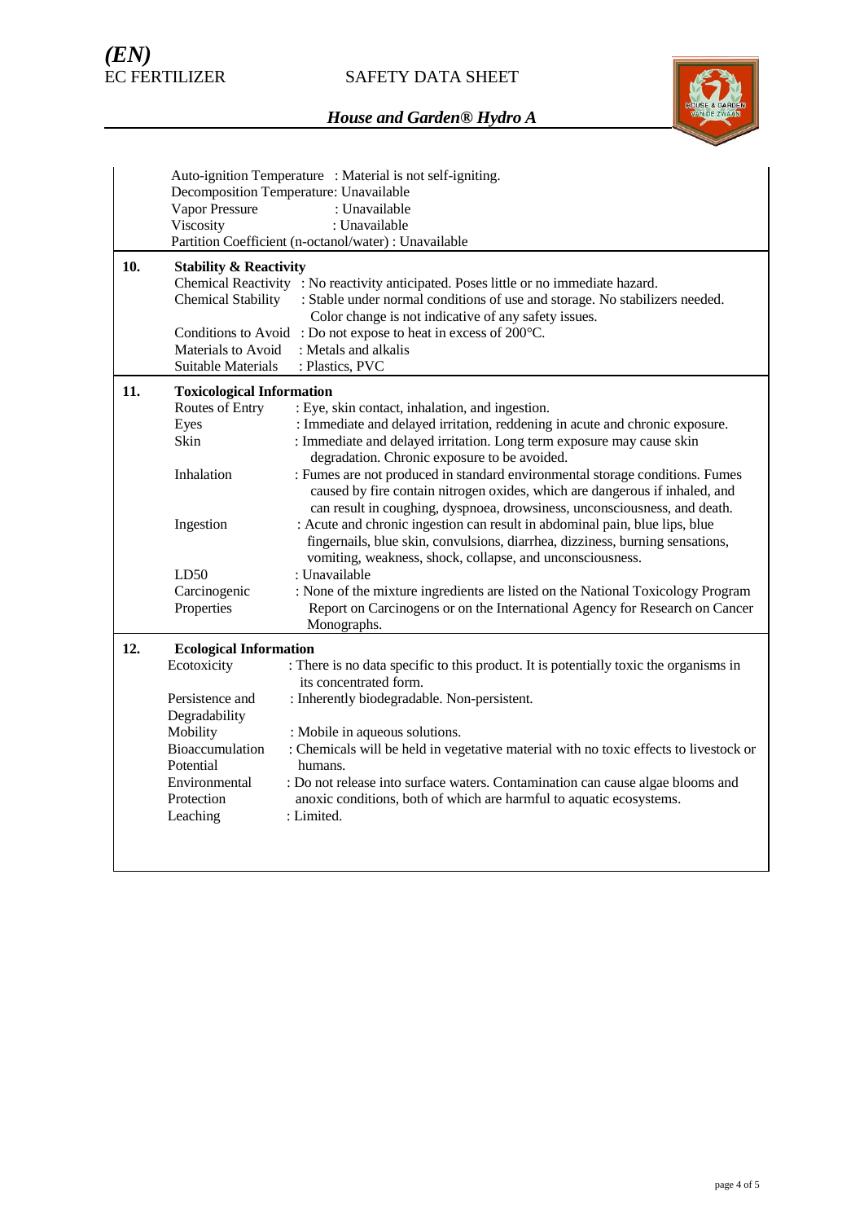Auto-ignition Temperature : Material is not self-igniting.
Decomposition Temperature: Unavailable
Vapor Pressure : Unavailable
Viscosity : Unavailable
Partition Coefficient (n-octanol/water) : Unavailable

## 10. Stability & Reactivity

| | |
|---|---|
| Chemical Reactivity | : No reactivity anticipated. Poses little or no immediate hazard. |
| Chemical Stability | : Stable under normal conditions of use and storage. No stabilizers needed. Color change is not indicative of any safety issues. |
| Conditions to Avoid | : Do not expose to heat in excess of 200°C. |
| Materials to Avoid | : Metals and alkalis |
| Suitable Materials | : Plastics, PVC |

## 11. Toxicological Information

| | |
|---|---|
| Routes of Entry | : Eye, skin contact, inhalation, and ingestion. |
| Eyes | : Immediate and delayed irritation, reddening in acute and chronic exposure. |
| Skin | : Immediate and delayed irritation. Long term exposure may cause skin degradation. Chronic exposure to be avoided. |
| Inhalation | : Fumes are not produced in standard environmental storage conditions. Fumes caused by fire contain nitrogen oxides, which are dangerous if inhaled, and can result in coughing, dyspnoea, drowsiness, unconsciousness, and death. |
| Ingestion | : Acute and chronic ingestion can result in abdominal pain, blue lips, blue fingernails, blue skin, convulsions, diarrhea, dizziness, burning sensations, vomiting, weakness, shock, collapse, and unconsciousness. |
| LD50 | : Unavailable |
| Carcinogenic Properties | : None of the mixture ingredients are listed on the National Toxicology Program Report on Carcinogens or on the International Agency for Research on Cancer Monographs. |

## 12. Ecological Information

| | |
|---|---|
| Ecotoxicity | : There is no data specific to this product. It is potentially toxic the organisms in its concentrated form. |
| Persistence and Degradability | : Inherently biodegradable. Non-persistent. |
| Mobility | : Mobile in aqueous solutions. |
| Bioaccumulation Potential | : Chemicals will be held in vegetative material with no toxic effects to livestock or humans. |
| Environmental Protection | : Do not release into surface waters. Contamination can cause algae blooms and anoxic conditions, both of which are harmful to aquatic ecosystems. |
| Leaching | : Limited. |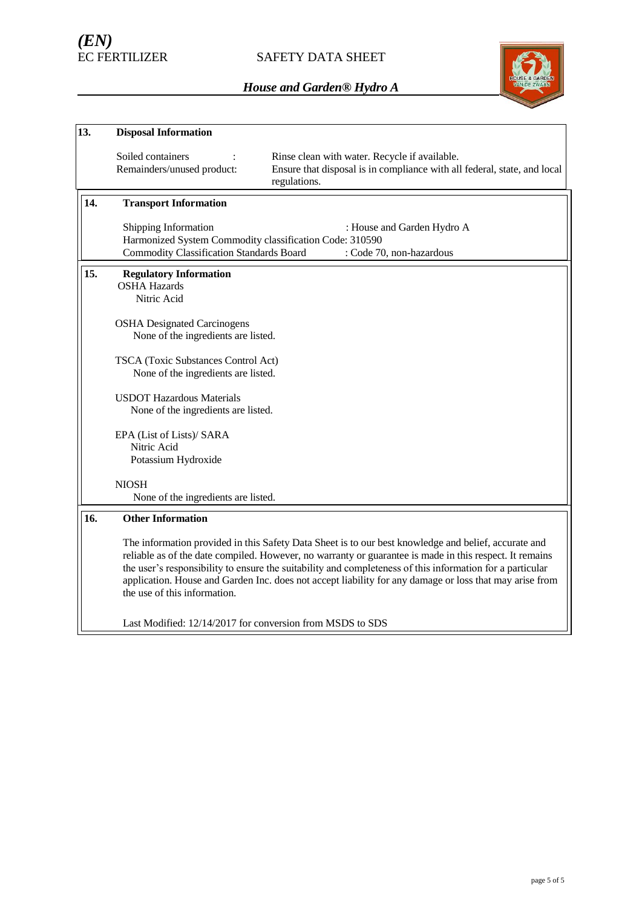## 13. Disposal Information

| | |
|---|---|
| Soiled containers : | Rinse clean with water. Recycle if available. |
| Remainders/unused product: | Ensure that disposal is in compliance with all federal, state, and local regulations. |

## 14. Transport Information

Shipping Information : House and Garden Hydro A
Harmonized System Commodity classification Code: 310590
Commodity Classification Standards Board : Code 70, non-hazardous

## 15. Regulatory Information

OSHA Hazards
Nitric Acid

OSHA Designated Carcinogens
None of the ingredients are listed.

TSCA (Toxic Substances Control Act)
None of the ingredients are listed.

USDOT Hazardous Materials
None of the ingredients are listed.

EPA (List of Lists)/ SARA
Nitric Acid
Potassium Hydroxide

NIOSH
None of the ingredients are listed.

## 16. Other Information

The information provided in this Safety Data Sheet is to our best knowledge and belief, accurate and reliable as of the date compiled. However, no warranty or guarantee is made in this respect. It remains the user's responsibility to ensure the suitability and completeness of this information for a particular application. House and Garden Inc. does not accept liability for any damage or loss that may arise from the use of this information.

Last Modified: 12/14/2017 for conversion from MSDS to SDS